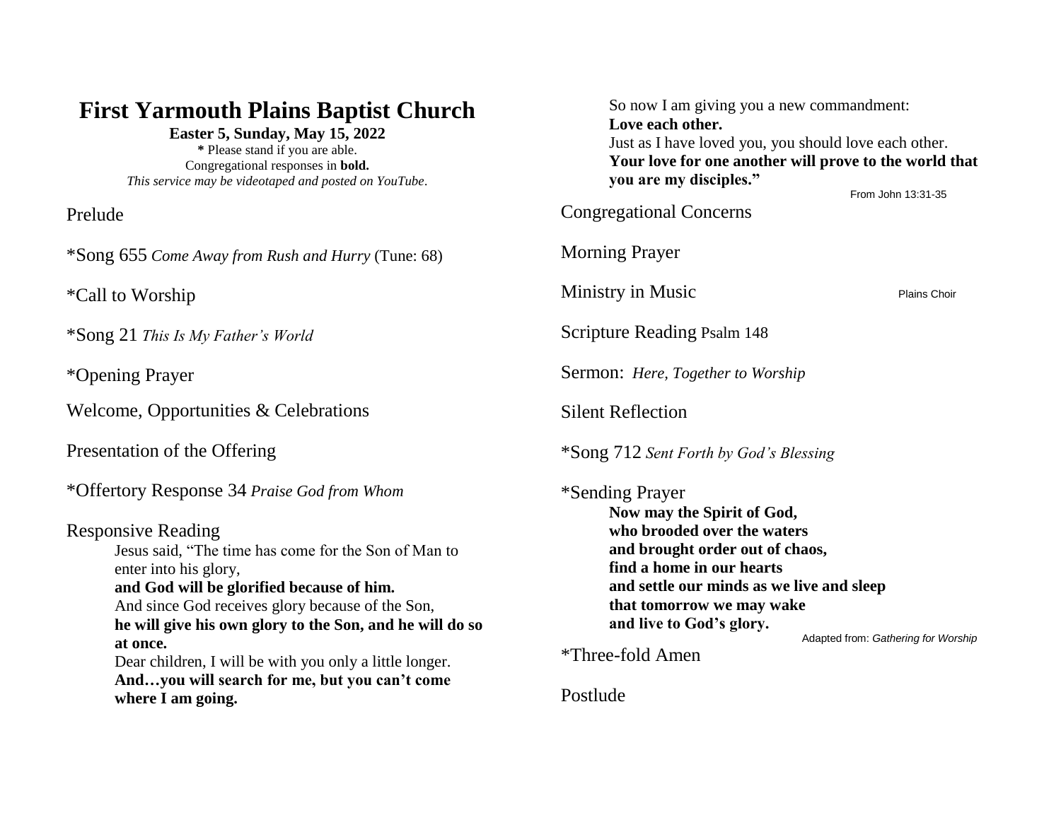# First Yarmouth Plains Baptist Church

**Easter 5, Sunday, May 15, 2022**

**\*** Please stand if you are able.
Congregational responses in **bold.**
*This service may be videotaped and posted on YouTube*.

Prelude

\*Song 655 *Come Away from Rush and Hurry* (Tune: 68)

\*Call to Worship

\*Song 21 *This Is My Father's World*

\*Opening Prayer

Welcome, Opportunities & Celebrations

Presentation of the Offering

\*Offertory Response 34 *Praise God from Whom*

Responsive Reading

> Jesus said, "The time has come for the Son of Man to enter into his glory,
> **and God will be glorified because of him.**
> And since God receives glory because of the Son,
> **he will give his own glory to the Son, and he will do so at once.**
> Dear children, I will be with you only a little longer.
> **And…you will search for me, but you can't come where I am going.**
> So now I am giving you a new commandment:
> **Love each other.**
> Just as I have loved you, you should love each other.
> **Your love for one another will prove to the world that you are my disciples."**
>
> From John 13:31-35

Congregational Concerns

Morning Prayer

Ministry in Music — Plains Choir

Scripture Reading Psalm 148

Sermon: *Here, Together to Worship*

Silent Reflection

\*Song 712 *Sent Forth by God's Blessing*

\*Sending Prayer

> **Now may the Spirit of God,**
> **who brooded over the waters**
> **and brought order out of chaos,**
> **find a home in our hearts**
> **and settle our minds as we live and sleep**
> **that tomorrow we may wake**
> **and live to God's glory.**
>
> Adapted from: *Gathering for Worship*

\*Three-fold Amen

Postlude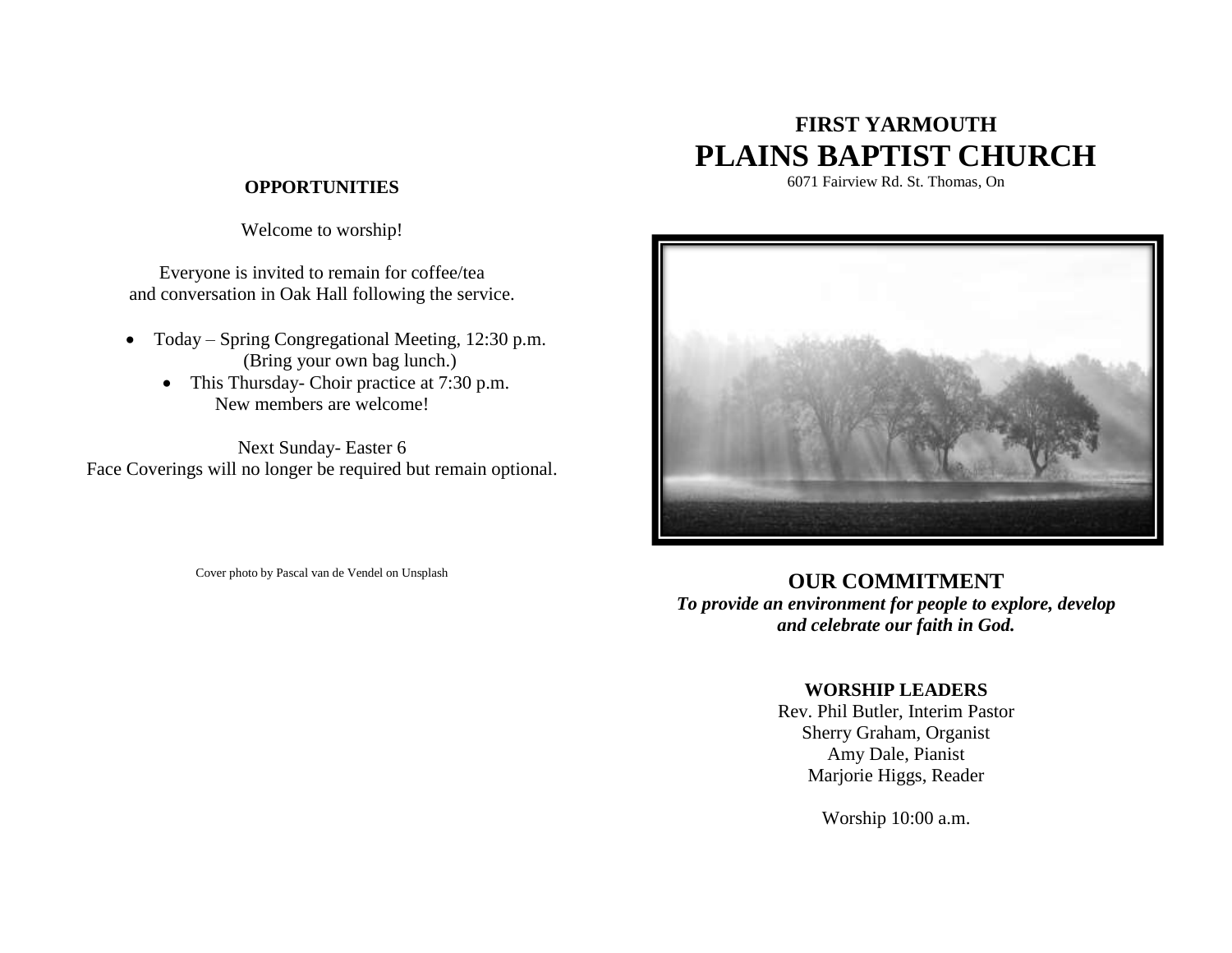## OPPORTUNITIES

Welcome to worship!

Everyone is invited to remain for coffee/tea
and conversation in Oak Hall following the service.

- Today – Spring Congregational Meeting, 12:30 p.m. (Bring your own bag lunch.)
- This Thursday- Choir practice at 7:30 p.m. New members are welcome!

Next Sunday- Easter 6
Face Coverings will no longer be required but remain optional.

Cover photo by Pascal van de Vendel on Unsplash

# FIRST YARMOUTH
# PLAINS BAPTIST CHURCH

6071 Fairview Rd. St. Thomas, On

## OUR COMMITMENT

***To provide an environment for people to explore, develop and celebrate our faith in God.***

### WORSHIP LEADERS

Rev. Phil Butler, Interim Pastor
Sherry Graham, Organist
Amy Dale, Pianist
Marjorie Higgs, Reader

Worship 10:00 a.m.